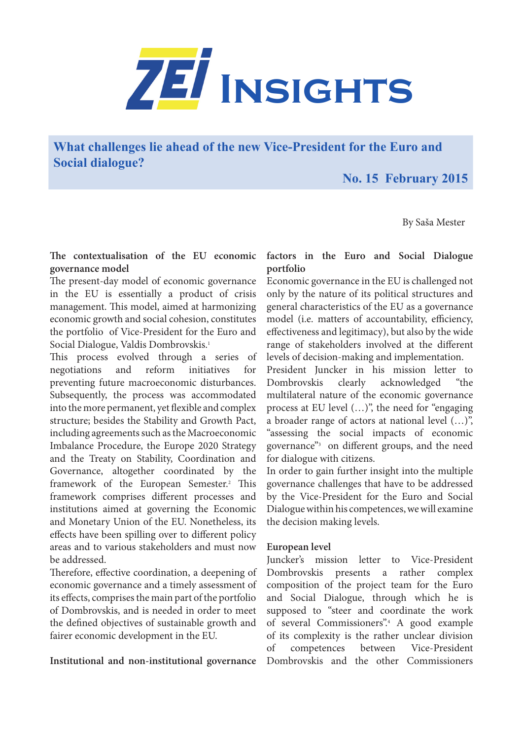# ZEI Insights

## What challenges lie ahead of the new Vice-President for the Euro and Social dialogue?

**No. 15 February 2015**

By Saša Mester

**The contextualisation of the EU economic governance model**

The present-day model of economic governance in the EU is essentially a product of crisis management. This model, aimed at harmonizing economic growth and social cohesion, constitutes the portfolio of Vice-President for the Euro and Social Dialogue, Valdis Dombrovskis.[1]

This process evolved through a series of negotiations and reform initiatives for preventing future macroeconomic disturbances. Subsequently, the process was accommodated into the more permanent, yet flexible and complex structure; besides the Stability and Growth Pact, including agreements such as the Macroeconomic Imbalance Procedure, the Europe 2020 Strategy and the Treaty on Stability, Coordination and Governance, altogether coordinated by the framework of the European Semester.[2] This framework comprises different processes and institutions aimed at governing the Economic and Monetary Union of the EU. Nonetheless, its effects have been spilling over to different policy areas and to various stakeholders and must now be addressed.

Therefore, effective coordination, a deepening of economic governance and a timely assessment of its effects, comprises the main part of the portfolio of Dombrovskis, and is needed in order to meet the defined objectives of sustainable growth and fairer economic development in the EU.

**Institutional and non-institutional governance factors in the Euro and Social Dialogue portfolio**

Economic governance in the EU is challenged not only by the nature of its political structures and general characteristics of the EU as a governance model (i.e. matters of accountability, efficiency, effectiveness and legitimacy), but also by the wide range of stakeholders involved at the different levels of decision-making and implementation.

President Juncker in his mission letter to Dombrovskis clearly acknowledged "the multilateral nature of the economic governance process at EU level (…)", the need for "engaging a broader range of actors at national level (…)", "assessing the social impacts of economic governance"[3] on different groups, and the need for dialogue with citizens.

In order to gain further insight into the multiple governance challenges that have to be addressed by the Vice-President for the Euro and Social Dialogue within his competences, we will examine the decision making levels.

**European level**

Juncker's mission letter to Vice-President Dombrovskis presents a rather complex composition of the project team for the Euro and Social Dialogue, through which he is supposed to "steer and coordinate the work of several Commissioners".[4] A good example of its complexity is the rather unclear division of competences between Vice-President Dombrovskis and the other Commissioners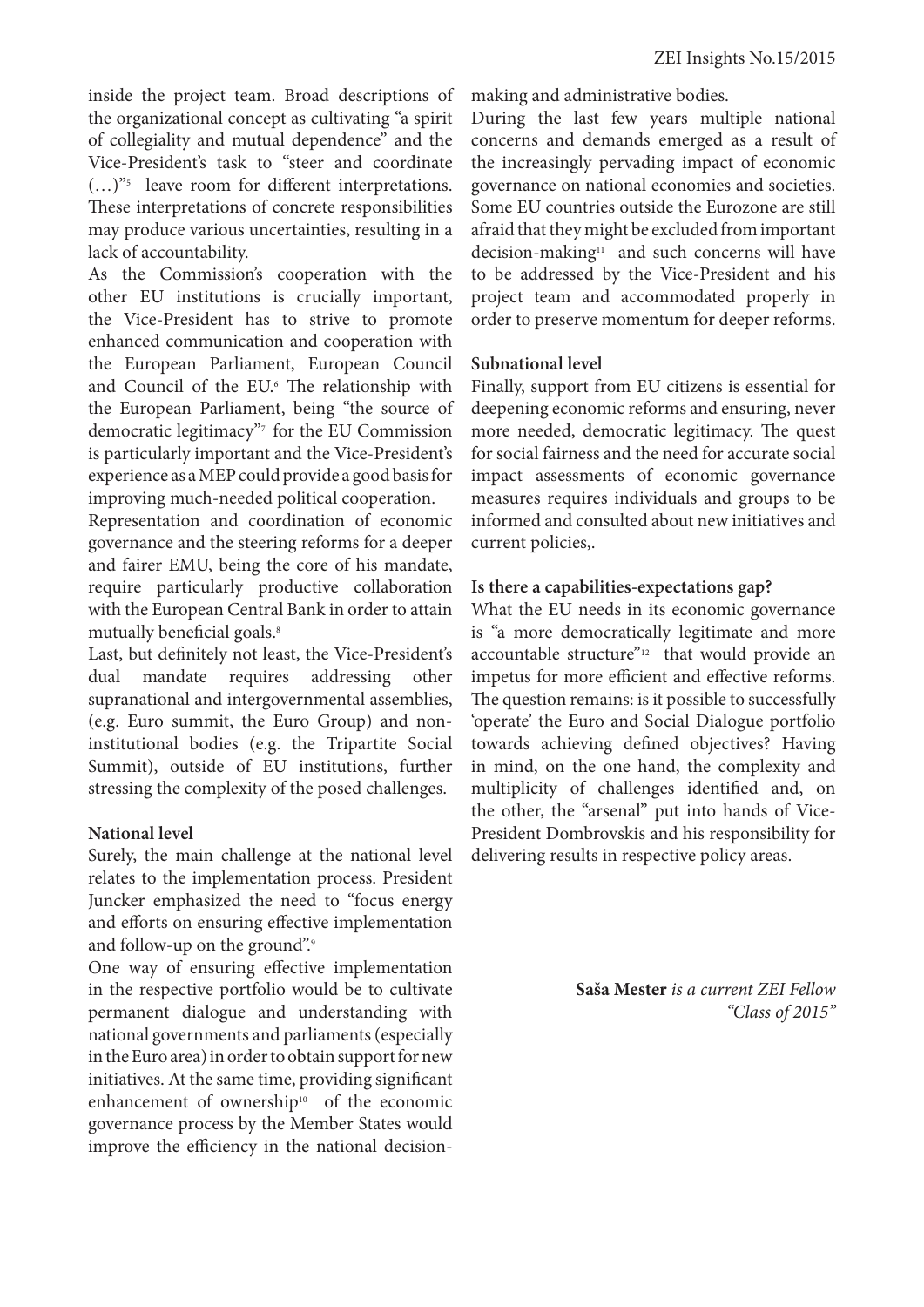inside the project team. Broad descriptions of the organizational concept as cultivating "a spirit of collegiality and mutual dependence" and the Vice-President's task to "steer and coordinate (…)"[5] leave room for different interpretations. These interpretations of concrete responsibilities may produce various uncertainties, resulting in a lack of accountability.

As the Commission's cooperation with the other EU institutions is crucially important, the Vice-President has to strive to promote enhanced communication and cooperation with the European Parliament, European Council and Council of the EU.[6] The relationship with the European Parliament, being "the source of democratic legitimacy"[7] for the EU Commission is particularly important and the Vice-President's experience as a MEP could provide a good basis for improving much-needed political cooperation.

Representation and coordination of economic governance and the steering reforms for a deeper and fairer EMU, being the core of his mandate, require particularly productive collaboration with the European Central Bank in order to attain mutually beneficial goals.[8]

Last, but definitely not least, the Vice-President's dual mandate requires addressing other supranational and intergovernmental assemblies, (e.g. Euro summit, the Euro Group) and non-institutional bodies (e.g. the Tripartite Social Summit), outside of EU institutions, further stressing the complexity of the posed challenges.

**National level**

Surely, the main challenge at the national level relates to the implementation process. President Juncker emphasized the need to "focus energy and efforts on ensuring effective implementation and follow-up on the ground".[9]

One way of ensuring effective implementation in the respective portfolio would be to cultivate permanent dialogue and understanding with national governments and parliaments (especially in the Euro area) in order to obtain support for new initiatives. At the same time, providing significant enhancement of ownership[10] of the economic governance process by the Member States would improve the efficiency in the national decision-making and administrative bodies.

During the last few years multiple national concerns and demands emerged as a result of the increasingly pervading impact of economic governance on national economies and societies. Some EU countries outside the Eurozone are still afraid that they might be excluded from important decision-making[11] and such concerns will have to be addressed by the Vice-President and his project team and accommodated properly in order to preserve momentum for deeper reforms.

**Subnational level**

Finally, support from EU citizens is essential for deepening economic reforms and ensuring, never more needed, democratic legitimacy. The quest for social fairness and the need for accurate social impact assessments of economic governance measures requires individuals and groups to be informed and consulted about new initiatives and current policies,.

**Is there a capabilities-expectations gap?**

What the EU needs in its economic governance is "a more democratically legitimate and more accountable structure"[12] that would provide an impetus for more efficient and effective reforms. The question remains: is it possible to successfully 'operate' the Euro and Social Dialogue portfolio towards achieving defined objectives? Having in mind, on the one hand, the complexity and multiplicity of challenges identified and, on the other, the "arsenal" put into hands of Vice-President Dombrovskis and his responsibility for delivering results in respective policy areas.

**Saša Mester** *is a current ZEI Fellow "Class of 2015"*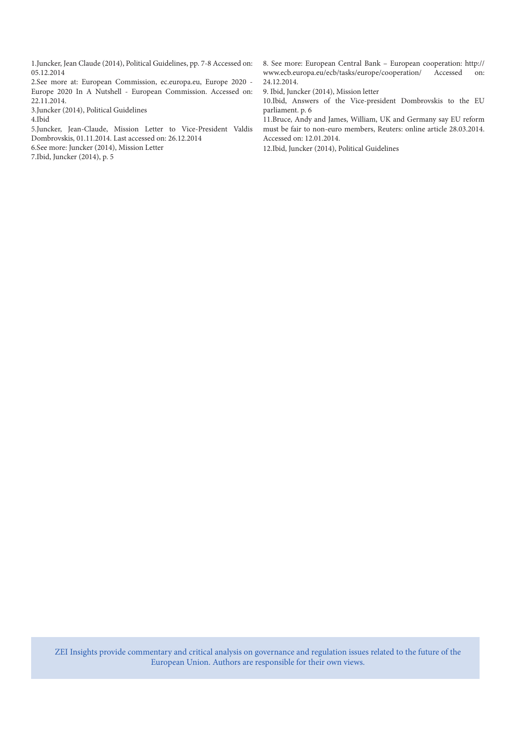1.Juncker, Jean Claude (2014), Political Guidelines, pp. 7-8 Accessed on: 05.12.2014

2.See more at: European Commission, ec.europa.eu, Europe 2020 - Europe 2020 In A Nutshell - European Commission. Accessed on: 22.11.2014.

3.Juncker (2014), Political Guidelines

4.Ibid

5.Juncker, Jean-Claude, Mission Letter to Vice-President Valdis Dombrovskis, 01.11.2014. Last accessed on: 26.12.2014

6.See more: Juncker (2014), Mission Letter

7.Ibid, Juncker (2014), p. 5

8. See more: European Central Bank – European cooperation: http://www.ecb.europa.eu/ecb/tasks/europe/cooperation/ Accessed on: 24.12.2014.

9. Ibid, Juncker (2014), Mission letter

10.Ibid, Answers of the Vice-president Dombrovskis to the EU parliament. p. 6

11.Bruce, Andy and James, William, UK and Germany say EU reform must be fair to non-euro members, Reuters: online article 28.03.2014. Accessed on: 12.01.2014.

12.Ibid, Juncker (2014), Political Guidelines

ZEI Insights provide commentary and critical analysis on governance and regulation issues related to the future of the European Union. Authors are responsible for their own views.